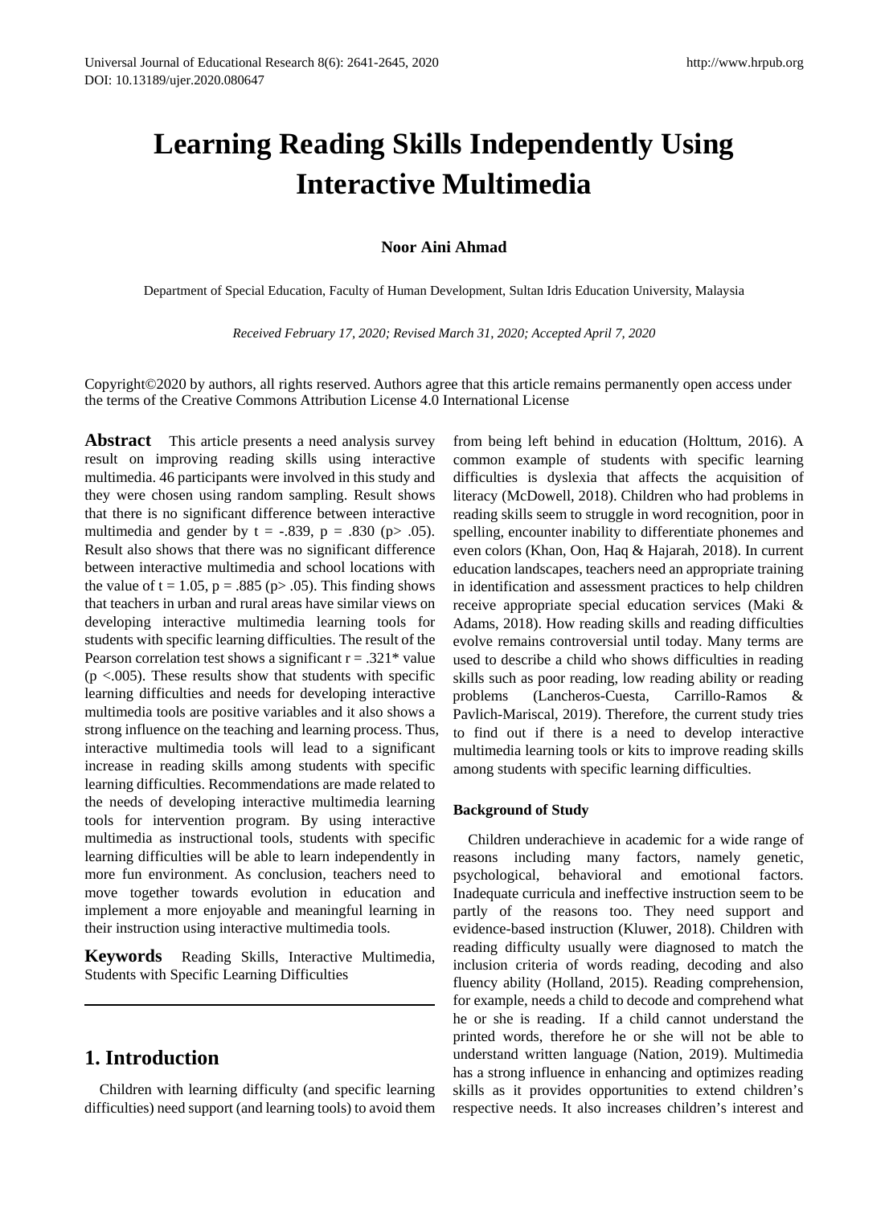# Learning Reading Skills Independently Using Interactive Multimedia

**Noor Aini Ahmad**

Department of Special Education, Faculty of Human Development, Sultan Idris Education University, Malaysia

*Received February 17, 2020; Revised March 31, 2020; Accepted April 7, 2020*

Copyright©2020 by authors, all rights reserved. Authors agree that this article remains permanently open access under the terms of the Creative Commons Attribution License 4.0 International License

**Abstract** This article presents a need analysis survey result on improving reading skills using interactive multimedia. 46 participants were involved in this study and they were chosen using random sampling. Result shows that there is no significant difference between interactive multimedia and gender by $t = -.839$, $p = .830$ ($p > .05$). Result also shows that there was no significant difference between interactive multimedia and school locations with the value of $t = 1.05$, $p = .885$ ($p > .05$). This finding shows that teachers in urban and rural areas have similar views on developing interactive multimedia learning tools for students with specific learning difficulties. The result of the Pearson correlation test shows a significant $r = .321^{*}$ value ($p < .005$). These results show that students with specific learning difficulties and needs for developing interactive multimedia tools are positive variables and it also shows a strong influence on the teaching and learning process. Thus, interactive multimedia tools will lead to a significant increase in reading skills among students with specific learning difficulties. Recommendations are made related to the needs of developing interactive multimedia learning tools for intervention program. By using interactive multimedia as instructional tools, students with specific learning difficulties will be able to learn independently in more fun environment. As conclusion, teachers need to move together towards evolution in education and implement a more enjoyable and meaningful learning in their instruction using interactive multimedia tools.

**Keywords** Reading Skills, Interactive Multimedia, Students with Specific Learning Difficulties

## 1. Introduction

Children with learning difficulty (and specific learning difficulties) need support (and learning tools) to avoid them from being left behind in education (Holttum, 2016). A common example of students with specific learning difficulties is dyslexia that affects the acquisition of literacy (McDowell, 2018). Children who had problems in reading skills seem to struggle in word recognition, poor in spelling, encounter inability to differentiate phonemes and even colors (Khan, Oon, Haq & Hajarah, 2018). In current education landscapes, teachers need an appropriate training in identification and assessment practices to help children receive appropriate special education services (Maki & Adams, 2018). How reading skills and reading difficulties evolve remains controversial until today. Many terms are used to describe a child who shows difficulties in reading skills such as poor reading, low reading ability or reading problems (Lancheros-Cuesta, Carrillo-Ramos & Pavlich-Mariscal, 2019). Therefore, the current study tries to find out if there is a need to develop interactive multimedia learning tools or kits to improve reading skills among students with specific learning difficulties.

### Background of Study

Children underachieve in academic for a wide range of reasons including many factors, namely genetic, psychological, behavioral and emotional factors. Inadequate curricula and ineffective instruction seem to be partly of the reasons too. They need support and evidence-based instruction (Kluwer, 2018). Children with reading difficulty usually were diagnosed to match the inclusion criteria of words reading, decoding and also fluency ability (Holland, 2015). Reading comprehension, for example, needs a child to decode and comprehend what he or she is reading. If a child cannot understand the printed words, therefore he or she will not be able to understand written language (Nation, 2019). Multimedia has a strong influence in enhancing and optimizes reading skills as it provides opportunities to extend children's respective needs. It also increases children's interest and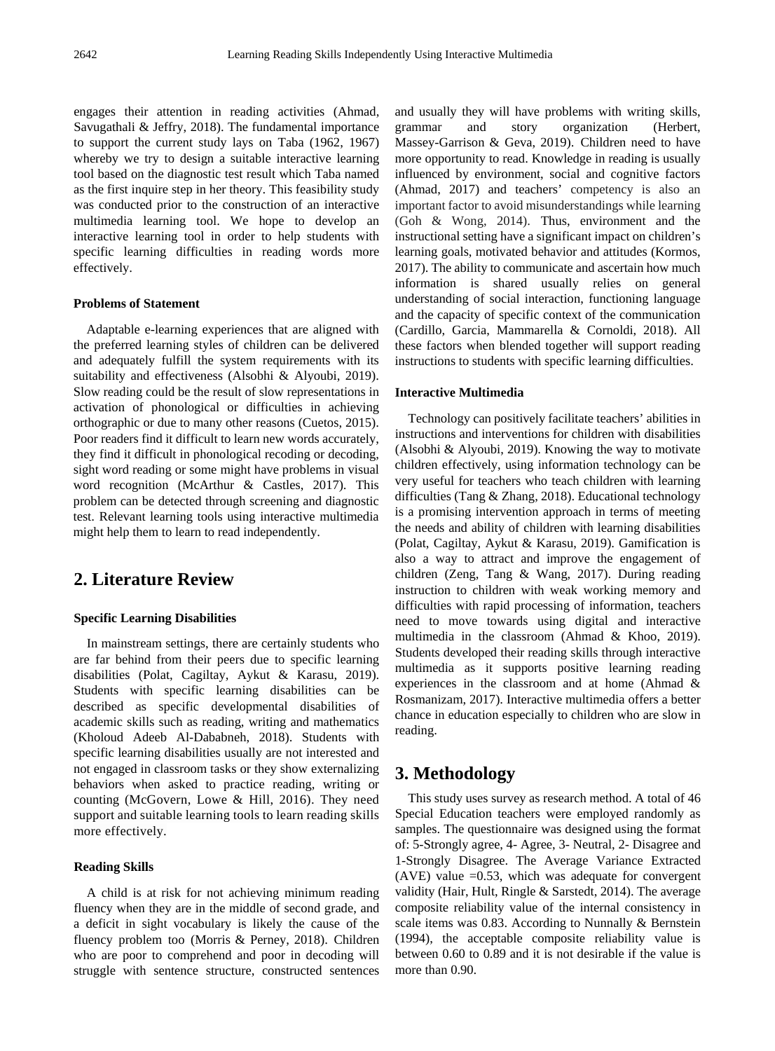engages their attention in reading activities (Ahmad, Savugathali & Jeffry, 2018). The fundamental importance to support the current study lays on Taba (1962, 1967) whereby we try to design a suitable interactive learning tool based on the diagnostic test result which Taba named as the first inquire step in her theory. This feasibility study was conducted prior to the construction of an interactive multimedia learning tool. We hope to develop an interactive learning tool in order to help students with specific learning difficulties in reading words more effectively.

**Problems of Statement**

Adaptable e-learning experiences that are aligned with the preferred learning styles of children can be delivered and adequately fulfill the system requirements with its suitability and effectiveness (Alsobhi & Alyoubi, 2019). Slow reading could be the result of slow representations in activation of phonological or difficulties in achieving orthographic or due to many other reasons (Cuetos, 2015). Poor readers find it difficult to learn new words accurately, they find it difficult in phonological recoding or decoding, sight word reading or some might have problems in visual word recognition (McArthur & Castles, 2017). This problem can be detected through screening and diagnostic test. Relevant learning tools using interactive multimedia might help them to learn to read independently.

## 2. Literature Review

**Specific Learning Disabilities**

In mainstream settings, there are certainly students who are far behind from their peers due to specific learning disabilities (Polat, Cagiltay, Aykut & Karasu, 2019). Students with specific learning disabilities can be described as specific developmental disabilities of academic skills such as reading, writing and mathematics (Kholoud Adeeb Al-Dababneh, 2018). Students with specific learning disabilities usually are not interested and not engaged in classroom tasks or they show externalizing behaviors when asked to practice reading, writing or counting (McGovern, Lowe & Hill, 2016). They need support and suitable learning tools to learn reading skills more effectively.

**Reading Skills**

A child is at risk for not achieving minimum reading fluency when they are in the middle of second grade, and a deficit in sight vocabulary is likely the cause of the fluency problem too (Morris & Perney, 2018). Children who are poor to comprehend and poor in decoding will struggle with sentence structure, constructed sentences and usually they will have problems with writing skills, grammar and story organization (Herbert, Massey-Garrison & Geva, 2019). Children need to have more opportunity to read. Knowledge in reading is usually influenced by environment, social and cognitive factors (Ahmad, 2017) and teachers' competency is also an important factor to avoid misunderstandings while learning (Goh & Wong, 2014). Thus, environment and the instructional setting have a significant impact on children's learning goals, motivated behavior and attitudes (Kormos, 2017). The ability to communicate and ascertain how much information is shared usually relies on general understanding of social interaction, functioning language and the capacity of specific context of the communication (Cardillo, Garcia, Mammarella & Cornoldi, 2018). All these factors when blended together will support reading instructions to students with specific learning difficulties.

**Interactive Multimedia**

Technology can positively facilitate teachers' abilities in instructions and interventions for children with disabilities (Alsobhi & Alyoubi, 2019). Knowing the way to motivate children effectively, using information technology can be very useful for teachers who teach children with learning difficulties (Tang & Zhang, 2018). Educational technology is a promising intervention approach in terms of meeting the needs and ability of children with learning disabilities (Polat, Cagiltay, Aykut & Karasu, 2019). Gamification is also a way to attract and improve the engagement of children (Zeng, Tang & Wang, 2017). During reading instruction to children with weak working memory and difficulties with rapid processing of information, teachers need to move towards using digital and interactive multimedia in the classroom (Ahmad & Khoo, 2019). Students developed their reading skills through interactive multimedia as it supports positive learning reading experiences in the classroom and at home (Ahmad & Rosmanizam, 2017). Interactive multimedia offers a better chance in education especially to children who are slow in reading.

## 3. Methodology

This study uses survey as research method. A total of 46 Special Education teachers were employed randomly as samples. The questionnaire was designed using the format of: 5-Strongly agree, 4- Agree, 3- Neutral, 2- Disagree and 1-Strongly Disagree. The Average Variance Extracted (AVE) value =0.53, which was adequate for convergent validity (Hair, Hult, Ringle & Sarstedt, 2014). The average composite reliability value of the internal consistency in scale items was 0.83. According to Nunnally & Bernstein (1994), the acceptable composite reliability value is between 0.60 to 0.89 and it is not desirable if the value is more than 0.90.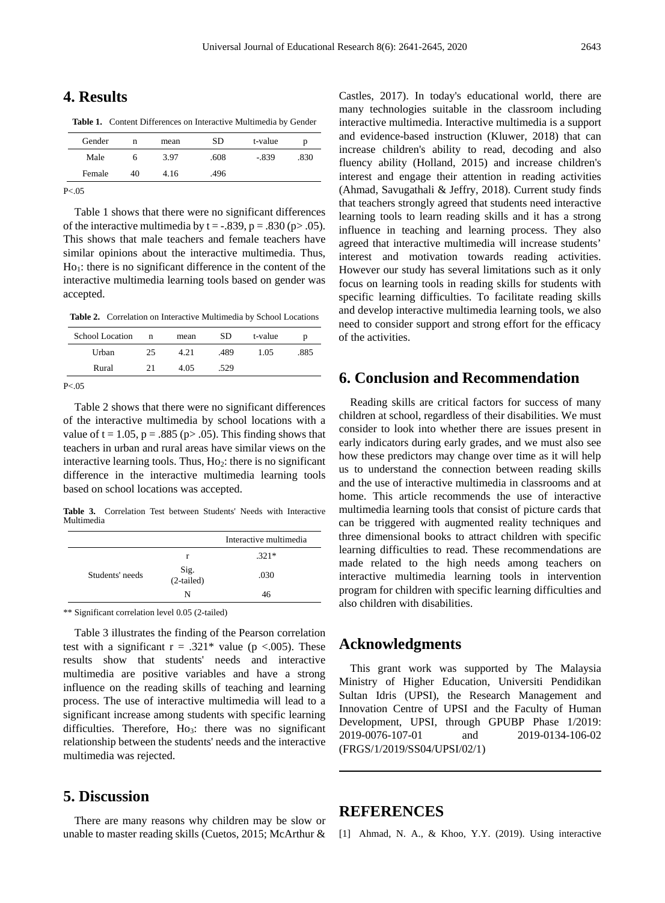## 4. Results

**Table 1.** Content Differences on Interactive Multimedia by Gender

| Gender | n | mean | SD | t-value | p |
|---|---|---|---|---|---|
| Male | 6 | 3.97 | .608 | -.839 | .830 |
| Female | 40 | 4.16 | .496 | | |

P<.05

Table 1 shows that there were no significant differences of the interactive multimedia by t = -.839, p = .830 (p> .05). This shows that male teachers and female teachers have similar opinions about the interactive multimedia. Thus, $Ho_1$: there is no significant difference in the content of the interactive multimedia learning tools based on gender was accepted.

**Table 2.** Correlation on Interactive Multimedia by School Locations

| School Location | n | mean | SD | t-value | p |
|---|---|---|---|---|---|
| Urban | 25 | 4.21 | .489 | 1.05 | .885 |
| Rural | 21 | 4.05 | .529 | | |

P<.05

Table 2 shows that there were no significant differences of the interactive multimedia by school locations with a value of t = 1.05, p = .885 (p> .05). This finding shows that teachers in urban and rural areas have similar views on the interactive learning tools. Thus, $Ho_2$: there is no significant difference in the interactive multimedia learning tools based on school locations was accepted.

**Table 3.** Correlation Test between Students' Needs with Interactive Multimedia

| | | Interactive multimedia |
|---|---|---|
| Students' needs | r | .321* |
| | Sig. (2-tailed) | .030 |
| | N | 46 |

** Significant correlation level 0.05 (2-tailed)

Table 3 illustrates the finding of the Pearson correlation test with a significant r = .321* value (p <.005). These results show that students' needs and interactive multimedia are positive variables and have a strong influence on the reading skills of teaching and learning process. The use of interactive multimedia will lead to a significant increase among students with specific learning difficulties. Therefore, $Ho_3$: there was no significant relationship between the students' needs and the interactive multimedia was rejected.

## 5. Discussion

There are many reasons why children may be slow or unable to master reading skills (Cuetos, 2015; McArthur & Castles, 2017). In today's educational world, there are many technologies suitable in the classroom including interactive multimedia. Interactive multimedia is a support and evidence-based instruction (Kluwer, 2018) that can increase children's ability to read, decoding and also fluency ability (Holland, 2015) and increase children's interest and engage their attention in reading activities (Ahmad, Savugathali & Jeffry, 2018). Current study finds that teachers strongly agreed that students need interactive learning tools to learn reading skills and it has a strong influence in teaching and learning process. They also agreed that interactive multimedia will increase students' interest and motivation towards reading activities. However our study has several limitations such as it only focus on learning tools in reading skills for students with specific learning difficulties. To facilitate reading skills and develop interactive multimedia learning tools, we also need to consider support and strong effort for the efficacy of the activities.

## 6. Conclusion and Recommendation

Reading skills are critical factors for success of many children at school, regardless of their disabilities. We must consider to look into whether there are issues present in early indicators during early grades, and we must also see how these predictors may change over time as it will help us to understand the connection between reading skills and the use of interactive multimedia in classrooms and at home. This article recommends the use of interactive multimedia learning tools that consist of picture cards that can be triggered with augmented reality techniques and three dimensional books to attract children with specific learning difficulties to read. These recommendations are made related to the high needs among teachers on interactive multimedia learning tools in intervention program for children with specific learning difficulties and also children with disabilities.

## Acknowledgments

This grant work was supported by The Malaysia Ministry of Higher Education, Universiti Pendidikan Sultan Idris (UPSI), the Research Management and Innovation Centre of UPSI and the Faculty of Human Development, UPSI, through GPUBP Phase 1/2019: 2019-0076-107-01 and 2019-0134-106-02 (FRGS/1/2019/SS04/UPSI/02/1)

## REFERENCES

[1] Ahmad, N. A., & Khoo, Y.Y. (2019). Using interactive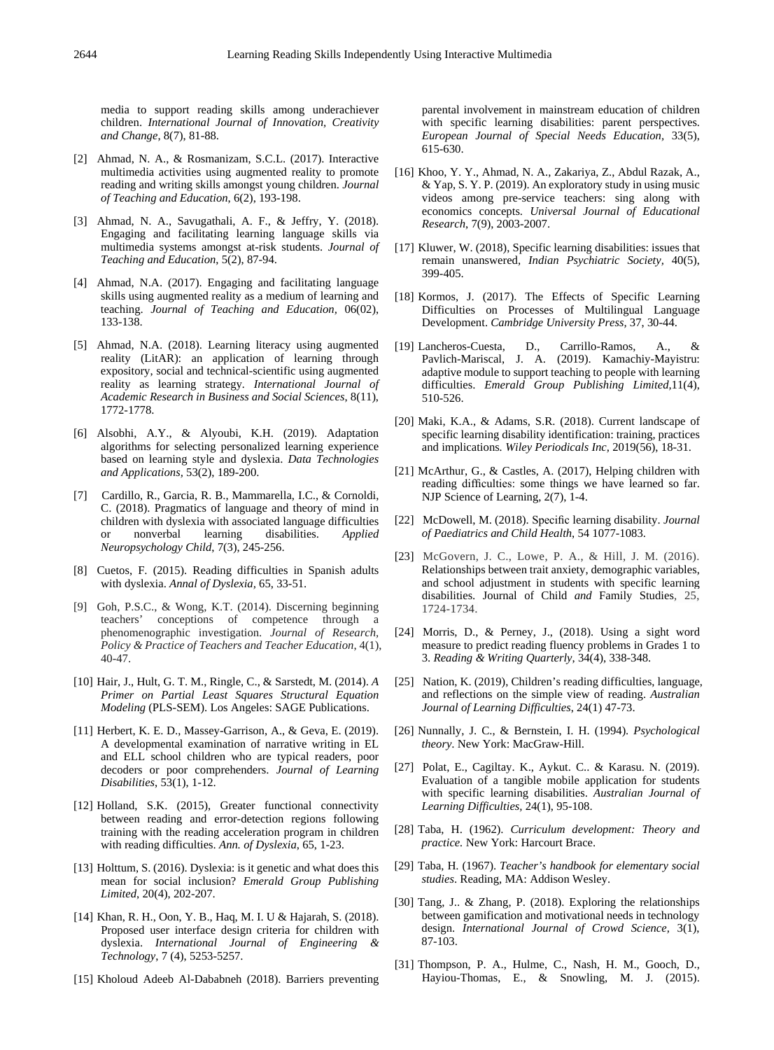media to support reading skills among underachiever children. *International Journal of Innovation, Creativity and Change*, 8(7), 81-88.

[2] Ahmad, N. A., & Rosmanizam, S.C.L. (2017). Interactive multimedia activities using augmented reality to promote reading and writing skills amongst young children. *Journal of Teaching and Education*, 6(2), 193-198.

[3] Ahmad, N. A., Savugathali, A. F., & Jeffry, Y. (2018). Engaging and facilitating learning language skills via multimedia systems amongst at-risk students. *Journal of Teaching and Education*, 5(2), 87-94.

[4] Ahmad, N.A. (2017). Engaging and facilitating language skills using augmented reality as a medium of learning and teaching. *Journal of Teaching and Education*, 06(02), 133-138.

[5] Ahmad, N.A. (2018). Learning literacy using augmented reality (LitAR): an application of learning through expository, social and technical-scientific using augmented reality as learning strategy. *International Journal of Academic Research in Business and Social Sciences*, 8(11), 1772-1778.

[6] Alsobhi, A.Y., & Alyoubi, K.H. (2019). Adaptation algorithms for selecting personalized learning experience based on learning style and dyslexia. *Data Technologies and Applications*, 53(2), 189-200.

[7] Cardillo, R., Garcia, R. B., Mammarella, I.C., & Cornoldi, C. (2018). Pragmatics of language and theory of mind in children with dyslexia with associated language difficulties or nonverbal learning disabilities. *Applied Neuropsychology Child*, 7(3), 245-256.

[8] Cuetos, F. (2015). Reading difficulties in Spanish adults with dyslexia. *Annal of Dyslexia*, 65, 33-51.

[9] Goh, P.S.C., & Wong, K.T. (2014). Discerning beginning teachers' conceptions of competence through a phenomenographic investigation. *Journal of Research, Policy & Practice of Teachers and Teacher Education*, 4(1), 40-47.

[10] Hair, J., Hult, G. T. M., Ringle, C., & Sarstedt, M. (2014). *A Primer on Partial Least Squares Structural Equation Modeling* (PLS-SEM). Los Angeles: SAGE Publications.

[11] Herbert, K. E. D., Massey-Garrison, A., & Geva, E. (2019). A developmental examination of narrative writing in EL and ELL school children who are typical readers, poor decoders or poor comprehenders. *Journal of Learning Disabilities*, 53(1), 1-12.

[12] Holland, S.K. (2015), Greater functional connectivity between reading and error-detection regions following training with the reading acceleration program in children with reading difficulties. *Ann. of Dyslexia*, 65, 1-23.

[13] Holttum, S. (2016). Dyslexia: is it genetic and what does this mean for social inclusion? *Emerald Group Publishing Limited*, 20(4), 202-207.

[14] Khan, R. H., Oon, Y. B., Haq, M. I. U & Hajarah, S. (2018). Proposed user interface design criteria for children with dyslexia. *International Journal of Engineering & Technology*, 7 (4), 5253-5257.

[15] Kholoud Adeeb Al-Dababneh (2018). Barriers preventing parental involvement in mainstream education of children with specific learning disabilities: parent perspectives. *European Journal of Special Needs Education*, 33(5), 615-630.

[16] Khoo, Y. Y., Ahmad, N. A., Zakariya, Z., Abdul Razak, A., & Yap, S. Y. P. (2019). An exploratory study in using music videos among pre-service teachers: sing along with economics concepts. *Universal Journal of Educational Research*, 7(9), 2003-2007.

[17] Kluwer, W. (2018), Specific learning disabilities: issues that remain unanswered, *Indian Psychiatric Society*, 40(5), 399-405.

[18] Kormos, J. (2017). The Effects of Specific Learning Difficulties on Processes of Multilingual Language Development. *Cambridge University Press*, 37, 30-44.

[19] Lancheros-Cuesta, D., Carrillo-Ramos, A., & Pavlich-Mariscal, J. A. (2019). Kamachiy-Mayistru: adaptive module to support teaching to people with learning difficulties. *Emerald Group Publishing Limited*,11(4), 510-526.

[20] Maki, K.A., & Adams, S.R. (2018). Current landscape of specific learning disability identification: training, practices and implications*. Wiley Periodicals Inc*, 2019(56), 18-31.

[21] McArthur, G., & Castles, A. (2017), Helping children with reading difficulties: some things we have learned so far. NJP Science of Learning, 2(7), 1-4.

[22] McDowell, M. (2018). Specific learning disability. *Journal of Paediatrics and Child Health*, 54 1077-1083.

[23] McGovern, J. C., Lowe, P. A., & Hill, J. M. (2016). Relationships between trait anxiety, demographic variables, and school adjustment in students with specific learning disabilities. Journal of Child *and* Family Studies, 25, 1724-1734.

[24] Morris, D., & Perney, J., (2018). Using a sight word measure to predict reading fluency problems in Grades 1 to 3. *Reading & Writing Quarterly*, 34(4), 338-348.

[25] Nation, K. (2019), Children's reading difficulties, language, and reflections on the simple view of reading. *Australian Journal of Learning Difficulties*, 24(1) 47-73.

[26] Nunnally, J. C., & Bernstein, I. H. (1994). *Psychological theory*. New York: MacGraw-Hill.

[27] Polat, E., Cagiltay. K., Aykut. C.. & Karasu. N. (2019). Evaluation of a tangible mobile application for students with specific learning disabilities. *Australian Journal of Learning Difficulties*, 24(1), 95-108.

[28] Taba, H. (1962). *Curriculum development: Theory and practice.* New York: Harcourt Brace.

[29] Taba, H. (1967). *Teacher's handbook for elementary social studies*. Reading, MA: Addison Wesley.

[30] Tang, J.. & Zhang, P. (2018). Exploring the relationships between gamification and motivational needs in technology design. *International Journal of Crowd Science*, 3(1), 87-103.

[31] Thompson, P. A., Hulme, C., Nash, H. M., Gooch, D., Hayiou-Thomas, E., & Snowling, M. J. (2015).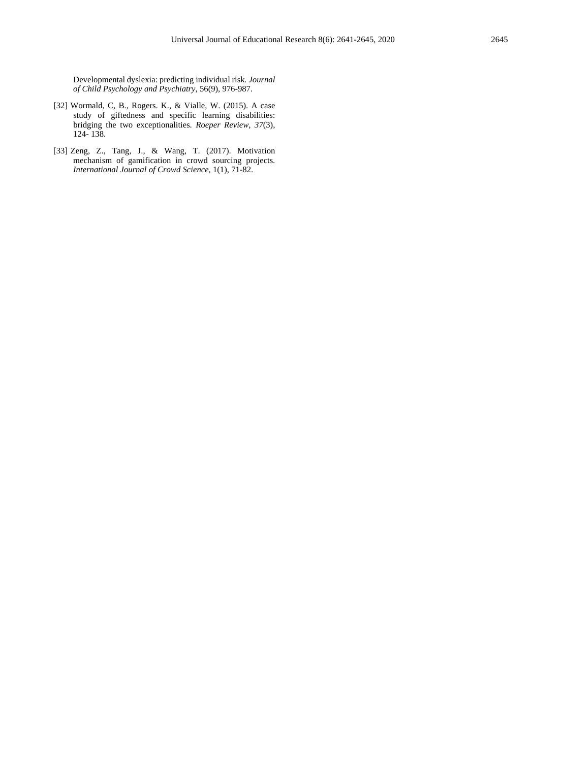Developmental dyslexia: predicting individual risk. *Journal of Child Psychology and Psychiatry*, 56(9), 976-987.

[32] Wormald, C, B., Rogers. K., & Vialle, W. (2015). A case study of giftedness and specific learning disabilities: bridging the two exceptionalities. *Roeper Review, 37*(3), 124- 138.

[33] Zeng, Z., Tang, J., & Wang, T. (2017). Motivation mechanism of gamification in crowd sourcing projects. *International Journal of Crowd Science,* 1(1), 71-82.